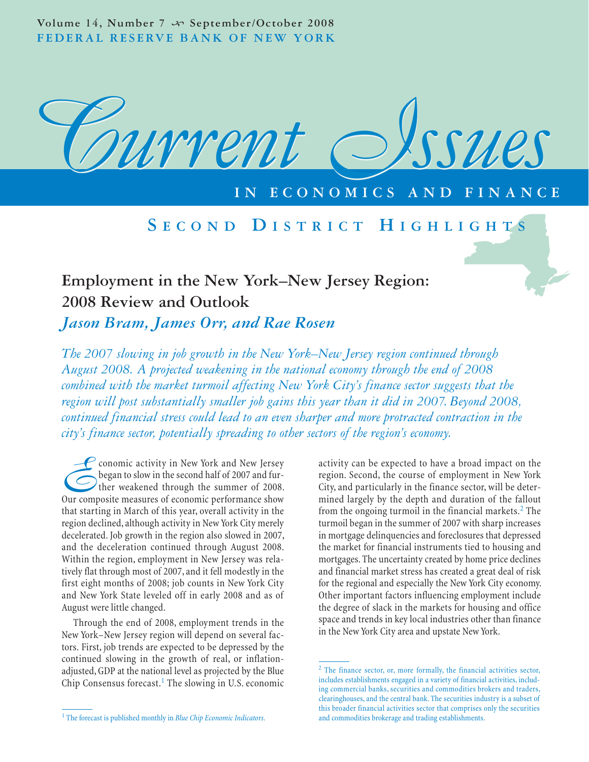Volume 14, Number 7 September/October 2008

FEDERAL RESERVE BANK OF NEW YORK

# Current Issues

IN ECONOMICS AND FINANCE

## SECOND DISTRICT HIGHLIGHTS

# Employment in the New York–New Jersey Region: 2008 Review and Outlook

*Jason Bram, James Orr, and Rae Rosen*

*The 2007 slowing in job growth in the New York–New Jersey region continued through August 2008. A projected weakening in the national economy through the end of 2008 combined with the market turmoil affecting New York City's finance sector suggests that the region will post substantially smaller job gains this year than it did in 2007. Beyond 2008, continued financial stress could lead to an even sharper and more protracted contraction in the city's finance sector, potentially spreading to other sectors of the region's economy.*

Economic activity in New York and New Jersey began to slow in the second half of 2007 and further weakened through the summer of 2008. Our composite measures of economic performance show that starting in March of this year, overall activity in the region declined, although activity in New York City merely decelerated. Job growth in the region also slowed in 2007, and the deceleration continued through August 2008. Within the region, employment in New Jersey was relatively flat through most of 2007, and it fell modestly in the first eight months of 2008; job counts in New York City and New York State leveled off in early 2008 and as of August were little changed.

Through the end of 2008, employment trends in the New York–New Jersey region will depend on several factors. First, job trends are expected to be depressed by the continued slowing in the growth of real, or inflation-adjusted, GDP at the national level as projected by the Blue Chip Consensus forecast.[1] The slowing in U.S. economic activity can be expected to have a broad impact on the region. Second, the course of employment in New York City, and particularly in the finance sector, will be determined largely by the depth and duration of the fallout from the ongoing turmoil in the financial markets.[2] The turmoil began in the summer of 2007 with sharp increases in mortgage delinquencies and foreclosures that depressed the market for financial instruments tied to housing and mortgages. The uncertainty created by home price declines and financial market stress has created a great deal of risk for the regional and especially the New York City economy. Other important factors influencing employment include the degree of slack in the markets for housing and office space and trends in key local industries other than finance in the New York City area and upstate New York.

[1] The forecast is published monthly in *Blue Chip Economic Indicators*.

[2] The finance sector, or, more formally, the financial activities sector, includes establishments engaged in a variety of financial activities, including commercial banks, securities and commodities brokers and traders, clearinghouses, and the central bank. The securities industry is a subset of this broader financial activities sector that comprises only the securities and commodities brokerage and trading establishments.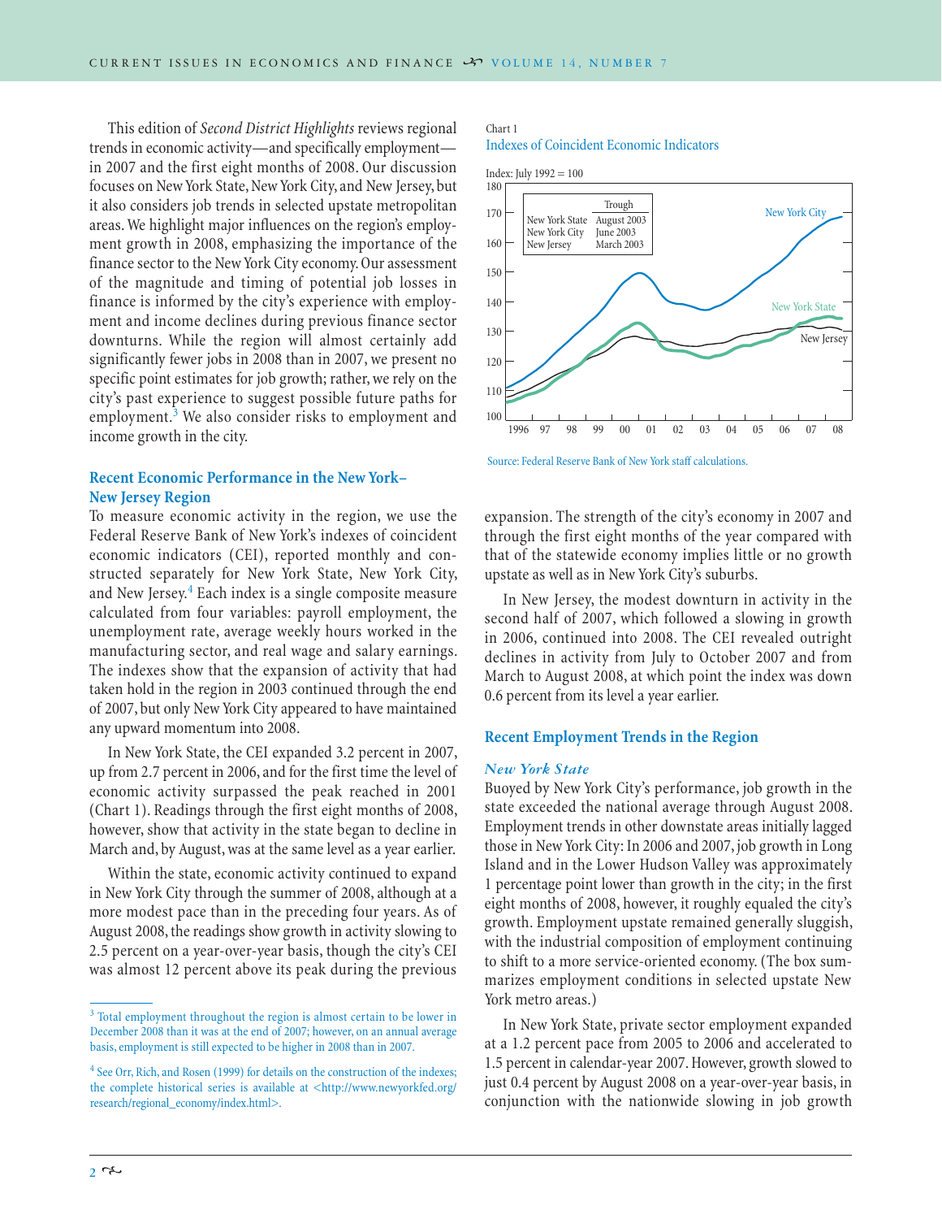This edition of *Second District Highlights* reviews regional trends in economic activity—and specifically employment—in 2007 and the first eight months of 2008. Our discussion focuses on New York State, New York City, and New Jersey, but it also considers job trends in selected upstate metropolitan areas. We highlight major influences on the region's employment growth in 2008, emphasizing the importance of the finance sector to the New York City economy. Our assessment of the magnitude and timing of potential job losses in finance is informed by the city's experience with employment and income declines during previous finance sector downturns. While the region will almost certainly add significantly fewer jobs in 2008 than in 2007, we present no specific point estimates for job growth; rather, we rely on the city's past experience to suggest possible future paths for employment.[3] We also consider risks to employment and income growth in the city.

## Recent Economic Performance in the New York–New Jersey Region

To measure economic activity in the region, we use the Federal Reserve Bank of New York's indexes of coincident economic indicators (CEI), reported monthly and constructed separately for New York State, New York City, and New Jersey.[4] Each index is a single composite measure calculated from four variables: payroll employment, the unemployment rate, average weekly hours worked in the manufacturing sector, and real wage and salary earnings. The indexes show that the expansion of activity that had taken hold in the region in 2003 continued through the end of 2007, but only New York City appeared to have maintained any upward momentum into 2008.

In New York State, the CEI expanded 3.2 percent in 2007, up from 2.7 percent in 2006, and for the first time the level of economic activity surpassed the peak reached in 2001 (Chart 1). Readings through the first eight months of 2008, however, show that activity in the state began to decline in March and, by August, was at the same level as a year earlier.

Within the state, economic activity continued to expand in New York City through the summer of 2008, although at a more modest pace than in the preceding four years. As of August 2008, the readings show growth in activity slowing to 2.5 percent on a year-over-year basis, though the city's CEI was almost 12 percent above its peak during the previous expansion. The strength of the city's economy in 2007 and through the first eight months of the year compared with that of the statewide economy implies little or no growth upstate as well as in New York City's suburbs.

Chart 1
Indexes of Coincident Economic Indicators

Index: July 1992 = 100

| | Trough |
|---|---|
| New York State | August 2003 |
| New York City | June 2003 |
| New Jersey | March 2003 |

Source: Federal Reserve Bank of New York staff calculations.

In New Jersey, the modest downturn in activity in the second half of 2007, which followed a slowing in growth in 2006, continued into 2008. The CEI revealed outright declines in activity from July to October 2007 and from March to August 2008, at which point the index was down 0.6 percent from its level a year earlier.

## Recent Employment Trends in the Region

### *New York State*

Buoyed by New York City's performance, job growth in the state exceeded the national average through August 2008. Employment trends in other downstate areas initially lagged those in New York City: In 2006 and 2007, job growth in Long Island and in the Lower Hudson Valley was approximately 1 percentage point lower than growth in the city; in the first eight months of 2008, however, it roughly equaled the city's growth. Employment upstate remained generally sluggish, with the industrial composition of employment continuing to shift to a more service-oriented economy. (The box summarizes employment conditions in selected upstate New York metro areas.)

In New York State, private sector employment expanded at a 1.2 percent pace from 2005 to 2006 and accelerated to 1.5 percent in calendar-year 2007. However, growth slowed to just 0.4 percent by August 2008 on a year-over-year basis, in conjunction with the nationwide slowing in job growth

---

[3] Total employment throughout the region is almost certain to be lower in December 2008 than it was at the end of 2007; however, on an annual average basis, employment is still expected to be higher in 2008 than in 2007.

[4] See Orr, Rich, and Rosen (1999) for details on the construction of the indexes; the complete historical series is available at <http://www.newyorkfed.org/research/regional_economy/index.html>.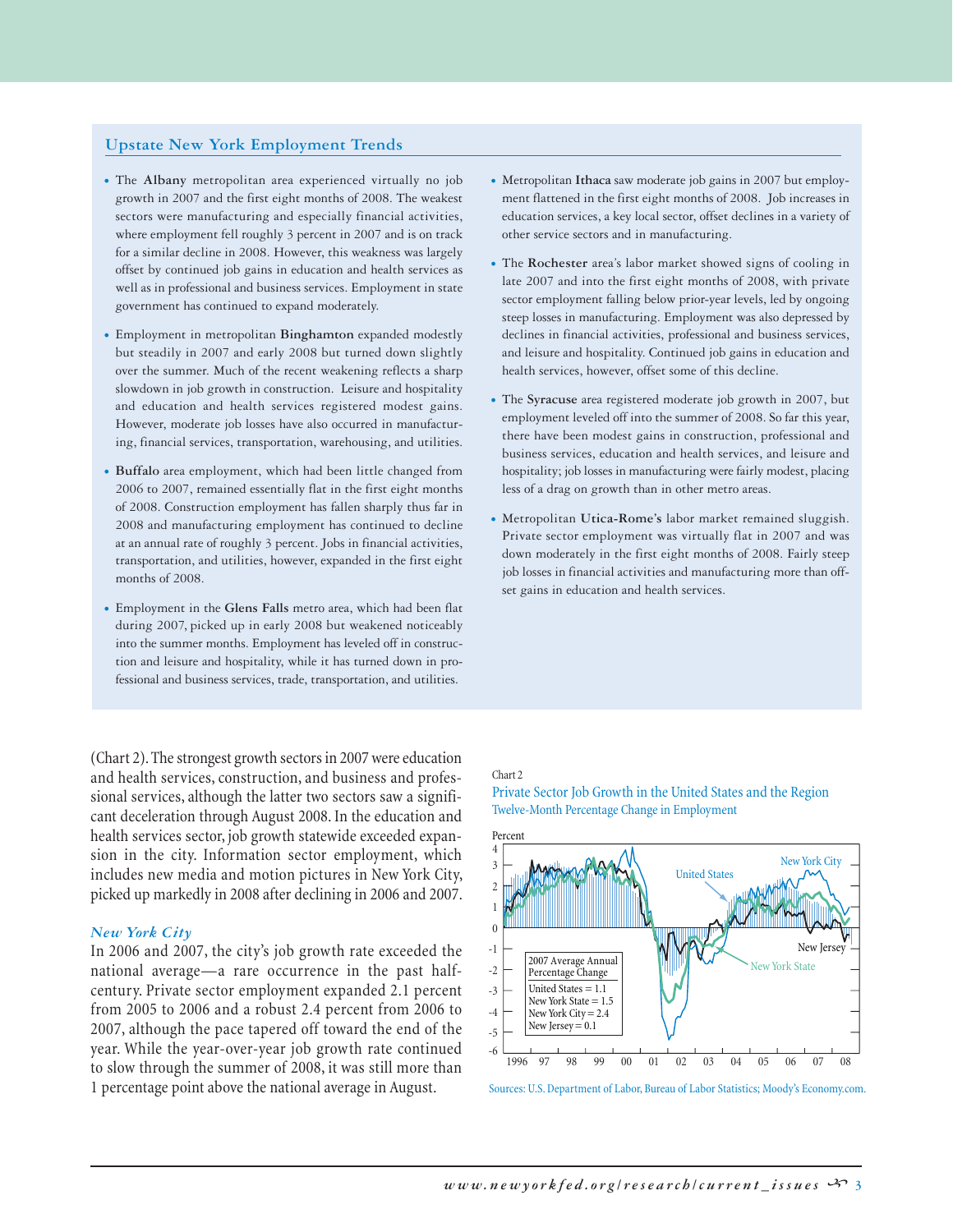## Upstate New York Employment Trends

- The **Albany** metropolitan area experienced virtually no job growth in 2007 and the first eight months of 2008. The weakest sectors were manufacturing and especially financial activities, where employment fell roughly 3 percent in 2007 and is on track for a similar decline in 2008. However, this weakness was largely offset by continued job gains in education and health services as well as in professional and business services. Employment in state government has continued to expand moderately.

- Employment in metropolitan **Binghamton** expanded modestly but steadily in 2007 and early 2008 but turned down slightly over the summer. Much of the recent weakening reflects a sharp slowdown in job growth in construction. Leisure and hospitality and education and health services registered modest gains. However, moderate job losses have also occurred in manufacturing, financial services, transportation, warehousing, and utilities.

- **Buffalo** area employment, which had been little changed from 2006 to 2007, remained essentially flat in the first eight months of 2008. Construction employment has fallen sharply thus far in 2008 and manufacturing employment has continued to decline at an annual rate of roughly 3 percent. Jobs in financial activities, transportation, and utilities, however, expanded in the first eight months of 2008.

- Employment in the **Glens Falls** metro area, which had been flat during 2007, picked up in early 2008 but weakened noticeably into the summer months. Employment has leveled off in construction and leisure and hospitality, while it has turned down in professional and business services, trade, transportation, and utilities.

- Metropolitan **Ithaca** saw moderate job gains in 2007 but employment flattened in the first eight months of 2008. Job increases in education services, a key local sector, offset declines in a variety of other service sectors and in manufacturing.

- The **Rochester** area's labor market showed signs of cooling in late 2007 and into the first eight months of 2008, with private sector employment falling below prior-year levels, led by ongoing steep losses in manufacturing. Employment was also depressed by declines in financial activities, professional and business services, and leisure and hospitality. Continued job gains in education and health services, however, offset some of this decline.

- The **Syracuse** area registered moderate job growth in 2007, but employment leveled off into the summer of 2008. So far this year, there have been modest gains in construction, professional and business services, education and health services, and leisure and hospitality; job losses in manufacturing were fairly modest, placing less of a drag on growth than in other metro areas.

- Metropolitan **Utica-Rome's** labor market remained sluggish. Private sector employment was virtually flat in 2007 and was down moderately in the first eight months of 2008. Fairly steep job losses in financial activities and manufacturing more than offset gains in education and health services.

(Chart 2). The strongest growth sectors in 2007 were education and health services, construction, and business and professional services, although the latter two sectors saw a significant deceleration through August 2008. In the education and health services sector, job growth statewide exceeded expansion in the city. Information sector employment, which includes new media and motion pictures in New York City, picked up markedly in 2008 after declining in 2006 and 2007.

### *New York City*

In 2006 and 2007, the city's job growth rate exceeded the national average—a rare occurrence in the past half-century. Private sector employment expanded 2.1 percent from 2005 to 2006 and a robust 2.4 percent from 2006 to 2007, although the pace tapered off toward the end of the year. While the year-over-year job growth rate continued to slow through the summer of 2008, it was still more than 1 percentage point above the national average in August.

Chart 2

Private Sector Job Growth in the United States and the Region

Twelve-Month Percentage Change in Employment

| 2007 Average Annual Percentage Change | |
|---|---|
| United States | 1.1 |
| New York State | 1.5 |
| New York City | 2.4 |
| New Jersey | 0.1 |

Sources: U.S. Department of Labor, Bureau of Labor Statistics; Moody's Economy.com.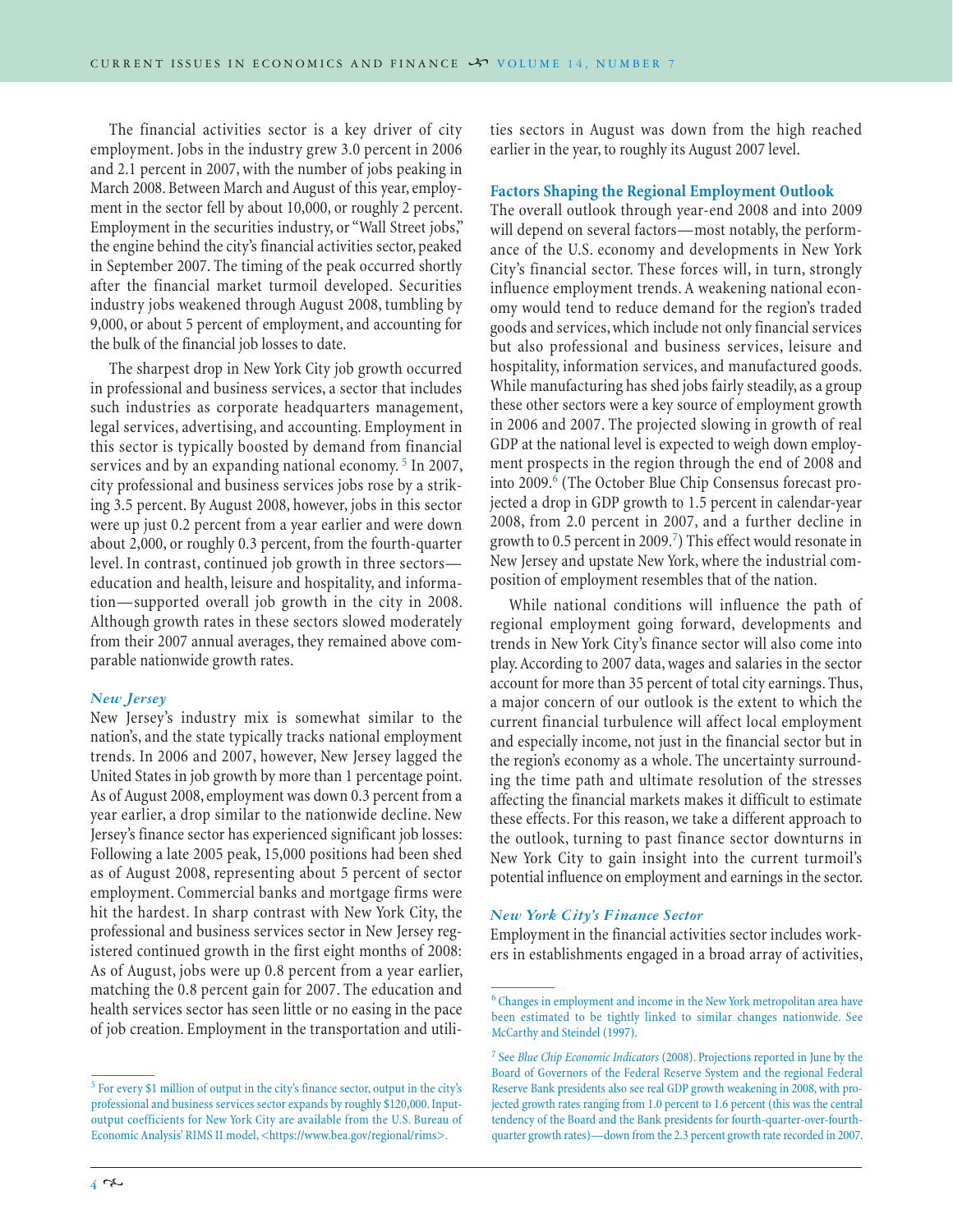The financial activities sector is a key driver of city employment. Jobs in the industry grew 3.0 percent in 2006 and 2.1 percent in 2007, with the number of jobs peaking in March 2008. Between March and August of this year, employment in the sector fell by about 10,000, or roughly 2 percent. Employment in the securities industry, or "Wall Street jobs," the engine behind the city's financial activities sector, peaked in September 2007. The timing of the peak occurred shortly after the financial market turmoil developed. Securities industry jobs weakened through August 2008, tumbling by 9,000, or about 5 percent of employment, and accounting for the bulk of the financial job losses to date.

The sharpest drop in New York City job growth occurred in professional and business services, a sector that includes such industries as corporate headquarters management, legal services, advertising, and accounting. Employment in this sector is typically boosted by demand from financial services and by an expanding national economy.[5] In 2007, city professional and business services jobs rose by a striking 3.5 percent. By August 2008, however, jobs in this sector were up just 0.2 percent from a year earlier and were down about 2,000, or roughly 0.3 percent, from the fourth-quarter level. In contrast, continued job growth in three sectors—education and health, leisure and hospitality, and information—supported overall job growth in the city in 2008. Although growth rates in these sectors slowed moderately from their 2007 annual averages, they remained above comparable nationwide growth rates.

### *New Jersey*

New Jersey's industry mix is somewhat similar to the nation's, and the state typically tracks national employment trends. In 2006 and 2007, however, New Jersey lagged the United States in job growth by more than 1 percentage point. As of August 2008, employment was down 0.3 percent from a year earlier, a drop similar to the nationwide decline. New Jersey's finance sector has experienced significant job losses: Following a late 2005 peak, 15,000 positions had been shed as of August 2008, representing about 5 percent of sector employment. Commercial banks and mortgage firms were hit the hardest. In sharp contrast with New York City, the professional and business services sector in New Jersey registered continued growth in the first eight months of 2008: As of August, jobs were up 0.8 percent from a year earlier, matching the 0.8 percent gain for 2007. The education and health services sector has seen little or no easing in the pace of job creation. Employment in the transportation and utilities sectors in August was down from the high reached earlier in the year, to roughly its August 2007 level.

## Factors Shaping the Regional Employment Outlook

The overall outlook through year-end 2008 and into 2009 will depend on several factors—most notably, the performance of the U.S. economy and developments in New York City's financial sector. These forces will, in turn, strongly influence employment trends. A weakening national economy would tend to reduce demand for the region's traded goods and services, which include not only financial services but also professional and business services, leisure and hospitality, information services, and manufactured goods. While manufacturing has shed jobs fairly steadily, as a group these other sectors were a key source of employment growth in 2006 and 2007. The projected slowing in growth of real GDP at the national level is expected to weigh down employment prospects in the region through the end of 2008 and into 2009.[6] (The October Blue Chip Consensus forecast projected a drop in GDP growth to 1.5 percent in calendar-year 2008, from 2.0 percent in 2007, and a further decline in growth to 0.5 percent in 2009.[7]) This effect would resonate in New Jersey and upstate New York, where the industrial composition of employment resembles that of the nation.

While national conditions will influence the path of regional employment going forward, developments and trends in New York City's finance sector will also come into play. According to 2007 data, wages and salaries in the sector account for more than 35 percent of total city earnings. Thus, a major concern of our outlook is the extent to which the current financial turbulence will affect local employment and especially income, not just in the financial sector but in the region's economy as a whole. The uncertainty surrounding the time path and ultimate resolution of the stresses affecting the financial markets makes it difficult to estimate these effects. For this reason, we take a different approach to the outlook, turning to past finance sector downturns in New York City to gain insight into the current turmoil's potential influence on employment and earnings in the sector.

### *New York City's Finance Sector*

Employment in the financial activities sector includes workers in establishments engaged in a broad array of activities,

---

[5] For every $1 million of output in the city's finance sector, output in the city's professional and business services sector expands by roughly $120,000. Input-output coefficients for New York City are available from the U.S. Bureau of Economic Analysis' RIMS II model, <https://www.bea.gov/regional/rims>.

[6] Changes in employment and income in the New York metropolitan area have been estimated to be tightly linked to similar changes nationwide. See McCarthy and Steindel (1997).

[7] See *Blue Chip Economic Indicators* (2008). Projections reported in June by the Board of Governors of the Federal Reserve System and the regional Federal Reserve Bank presidents also see real GDP growth weakening in 2008, with projected growth rates ranging from 1.0 percent to 1.6 percent (this was the central tendency of the Board and the Bank presidents for fourth-quarter-over-fourth-quarter growth rates)—down from the 2.3 percent growth rate recorded in 2007.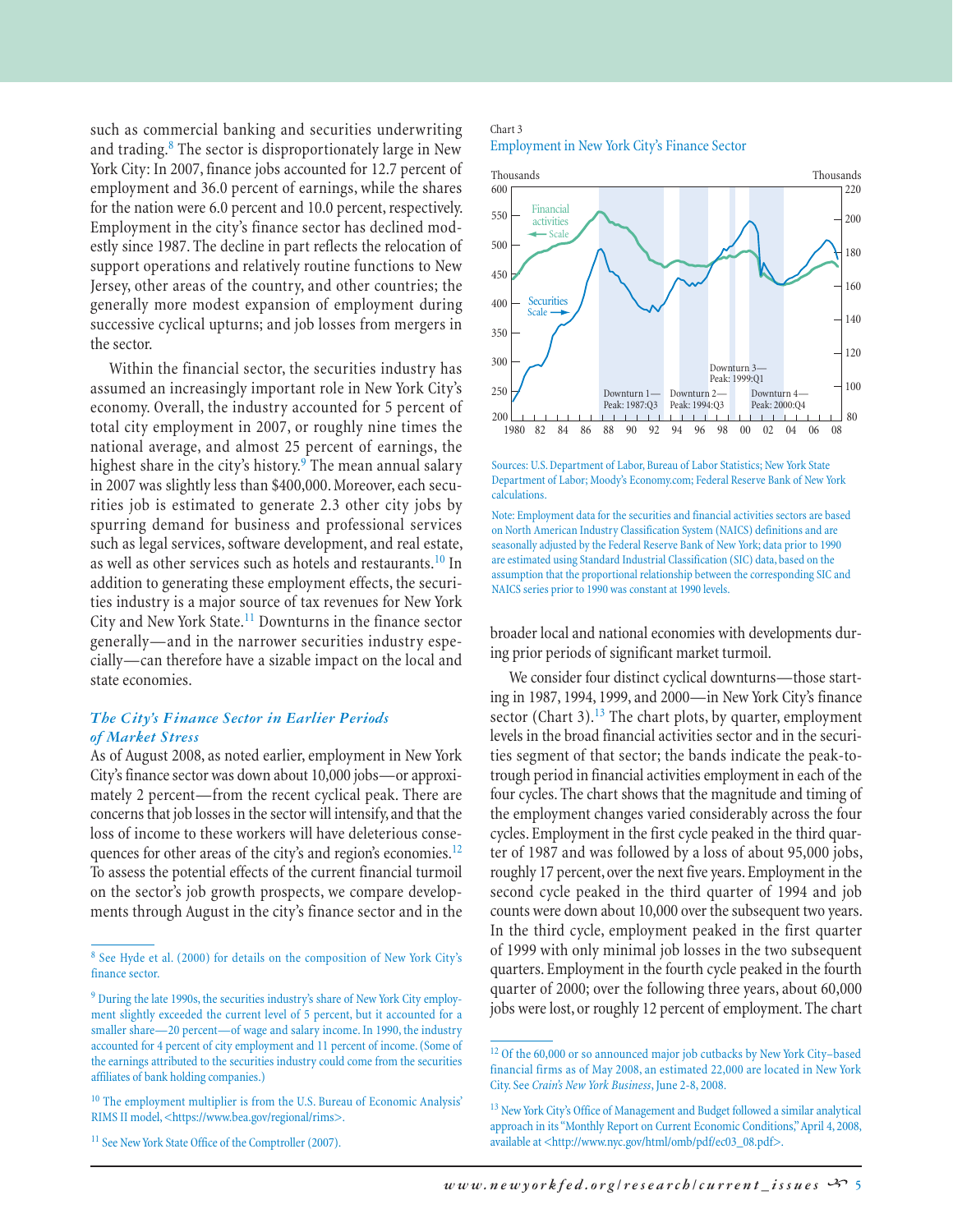such as commercial banking and securities underwriting and trading.[8] The sector is disproportionately large in New York City: In 2007, finance jobs accounted for 12.7 percent of employment and 36.0 percent of earnings, while the shares for the nation were 6.0 percent and 10.0 percent, respectively. Employment in the city's finance sector has declined modestly since 1987. The decline in part reflects the relocation of support operations and relatively routine functions to New Jersey, other areas of the country, and other countries; the generally more modest expansion of employment during successive cyclical upturns; and job losses from mergers in the sector.

Within the financial sector, the securities industry has assumed an increasingly important role in New York City's economy. Overall, the industry accounted for 5 percent of total city employment in 2007, or roughly nine times the national average, and almost 25 percent of earnings, the highest share in the city's history.[9] The mean annual salary in 2007 was slightly less than $400,000. Moreover, each securities job is estimated to generate 2.3 other city jobs by spurring demand for business and professional services such as legal services, software development, and real estate, as well as other services such as hotels and restaurants.[10] In addition to generating these employment effects, the securities industry is a major source of tax revenues for New York City and New York State.[11] Downturns in the finance sector generally—and in the narrower securities industry especially—can therefore have a sizable impact on the local and state economies.

### *The City's Finance Sector in Earlier Periods of Market Stress*

As of August 2008, as noted earlier, employment in New York City's finance sector was down about 10,000 jobs—or approximately 2 percent—from the recent cyclical peak. There are concerns that job losses in the sector will intensify, and that the loss of income to these workers will have deleterious consequences for other areas of the city's and region's economies.[12] To assess the potential effects of the current financial turmoil on the sector's job growth prospects, we compare developments through August in the city's finance sector and in the broader local and national economies with developments during prior periods of significant market turmoil.

Chart 3
Employment in New York City's Finance Sector

Sources: U.S. Department of Labor, Bureau of Labor Statistics; New York State Department of Labor; Moody's Economy.com; Federal Reserve Bank of New York calculations.

Note: Employment data for the securities and financial activities sectors are based on North American Industry Classification System (NAICS) definitions and are seasonally adjusted by the Federal Reserve Bank of New York; data prior to 1990 are estimated using Standard Industrial Classification (SIC) data, based on the assumption that the proportional relationship between the corresponding SIC and NAICS series prior to 1990 was constant at 1990 levels.

We consider four distinct cyclical downturns—those starting in 1987, 1994, 1999, and 2000—in New York City's finance sector (Chart 3).[13] The chart plots, by quarter, employment levels in the broad financial activities sector and in the securities segment of that sector; the bands indicate the peak-to-trough period in financial activities employment in each of the four cycles. The chart shows that the magnitude and timing of the employment changes varied considerably across the four cycles. Employment in the first cycle peaked in the third quarter of 1987 and was followed by a loss of about 95,000 jobs, roughly 17 percent, over the next five years. Employment in the second cycle peaked in the third quarter of 1994 and job counts were down about 10,000 over the subsequent two years. In the third cycle, employment peaked in the first quarter of 1999 with only minimal job losses in the two subsequent quarters. Employment in the fourth cycle peaked in the fourth quarter of 2000; over the following three years, about 60,000 jobs were lost, or roughly 12 percent of employment. The chart

---

[8] See Hyde et al. (2000) for details on the composition of New York City's finance sector.

[9] During the late 1990s, the securities industry's share of New York City employment slightly exceeded the current level of 5 percent, but it accounted for a smaller share—20 percent—of wage and salary income. In 1990, the industry accounted for 4 percent of city employment and 11 percent of income. (Some of the earnings attributed to the securities industry could come from the securities affiliates of bank holding companies.)

[10] The employment multiplier is from the U.S. Bureau of Economic Analysis' RIMS II model, <https://www.bea.gov/regional/rims>.

[11] See New York State Office of the Comptroller (2007).

[12] Of the 60,000 or so announced major job cutbacks by New York City–based financial firms as of May 2008, an estimated 22,000 are located in New York City. See *Crain's New York Business*, June 2-8, 2008.

[13] New York City's Office of Management and Budget followed a similar analytical approach in its "Monthly Report on Current Economic Conditions," April 4, 2008, available at <http://www.nyc.gov/html/omb/pdf/ec03_08.pdf>.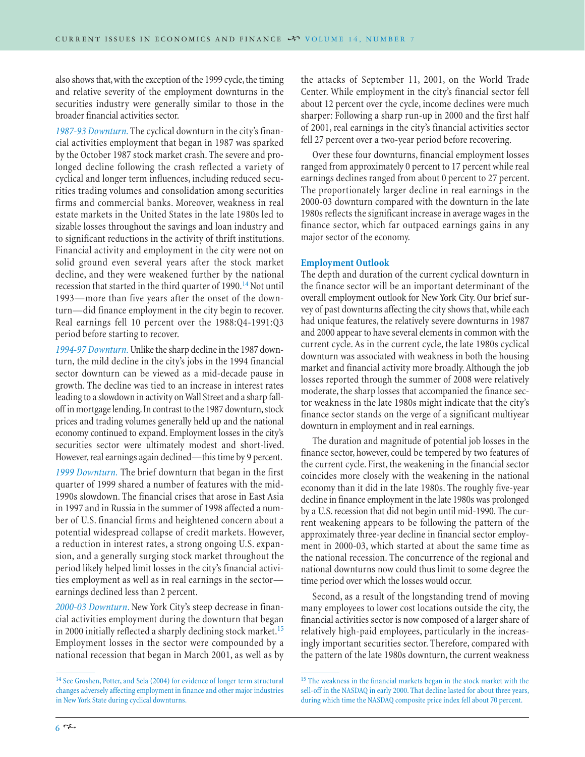also shows that, with the exception of the 1999 cycle, the timing and relative severity of the employment downturns in the securities industry were generally similar to those in the broader financial activities sector.

*1987-93 Downturn.* The cyclical downturn in the city's financial activities employment that began in 1987 was sparked by the October 1987 stock market crash. The severe and prolonged decline following the crash reflected a variety of cyclical and longer term influences, including reduced securities trading volumes and consolidation among securities firms and commercial banks. Moreover, weakness in real estate markets in the United States in the late 1980s led to sizable losses throughout the savings and loan industry and to significant reductions in the activity of thrift institutions. Financial activity and employment in the city were not on solid ground even several years after the stock market decline, and they were weakened further by the national recession that started in the third quarter of 1990.[14] Not until 1993—more than five years after the onset of the downturn—did finance employment in the city begin to recover. Real earnings fell 10 percent over the 1988:Q4-1991:Q3 period before starting to recover.

*1994-97 Downturn.* Unlike the sharp decline in the 1987 downturn, the mild decline in the city's jobs in the 1994 financial sector downturn can be viewed as a mid-decade pause in growth. The decline was tied to an increase in interest rates leading to a slowdown in activity on Wall Street and a sharp falloff in mortgage lending. In contrast to the 1987 downturn, stock prices and trading volumes generally held up and the national economy continued to expand. Employment losses in the city's securities sector were ultimately modest and short-lived. However, real earnings again declined—this time by 9 percent.

*1999 Downturn.* The brief downturn that began in the first quarter of 1999 shared a number of features with the mid-1990s slowdown. The financial crises that arose in East Asia in 1997 and in Russia in the summer of 1998 affected a number of U.S. financial firms and heightened concern about a potential widespread collapse of credit markets. However, a reduction in interest rates, a strong ongoing U.S. expansion, and a generally surging stock market throughout the period likely helped limit losses in the city's financial activities employment as well as in real earnings in the sector—earnings declined less than 2 percent.

*2000-03 Downturn.* New York City's steep decrease in financial activities employment during the downturn that began in 2000 initially reflected a sharply declining stock market.[15] Employment losses in the sector were compounded by a national recession that began in March 2001, as well as by the attacks of September 11, 2001, on the World Trade Center. While employment in the city's financial sector fell about 12 percent over the cycle, income declines were much sharper: Following a sharp run-up in 2000 and the first half of 2001, real earnings in the city's financial activities sector fell 27 percent over a two-year period before recovering.

Over these four downturns, financial employment losses ranged from approximately 0 percent to 17 percent while real earnings declines ranged from about 0 percent to 27 percent. The proportionately larger decline in real earnings in the 2000-03 downturn compared with the downturn in the late 1980s reflects the significant increase in average wages in the finance sector, which far outpaced earnings gains in any major sector of the economy.

### Employment Outlook

The depth and duration of the current cyclical downturn in the finance sector will be an important determinant of the overall employment outlook for New York City. Our brief survey of past downturns affecting the city shows that, while each had unique features, the relatively severe downturns in 1987 and 2000 appear to have several elements in common with the current cycle. As in the current cycle, the late 1980s cyclical downturn was associated with weakness in both the housing market and financial activity more broadly. Although the job losses reported through the summer of 2008 were relatively moderate, the sharp losses that accompanied the finance sector weakness in the late 1980s might indicate that the city's finance sector stands on the verge of a significant multiyear downturn in employment and in real earnings.

The duration and magnitude of potential job losses in the finance sector, however, could be tempered by two features of the current cycle. First, the weakening in the financial sector coincides more closely with the weakening in the national economy than it did in the late 1980s. The roughly five-year decline in finance employment in the late 1980s was prolonged by a U.S. recession that did not begin until mid-1990. The current weakening appears to be following the pattern of the approximately three-year decline in financial sector employment in 2000-03, which started at about the same time as the national recession. The concurrence of the regional and national downturns now could thus limit to some degree the time period over which the losses would occur.

Second, as a result of the longstanding trend of moving many employees to lower cost locations outside the city, the financial activities sector is now composed of a larger share of relatively high-paid employees, particularly in the increasingly important securities sector. Therefore, compared with the pattern of the late 1980s downturn, the current weakness

---

[14] See Groshen, Potter, and Sela (2004) for evidence of longer term structural changes adversely affecting employment in finance and other major industries in New York State during cyclical downturns.

[15] The weakness in the financial markets began in the stock market with the sell-off in the NASDAQ in early 2000. That decline lasted for about three years, during which time the NASDAQ composite price index fell about 70 percent.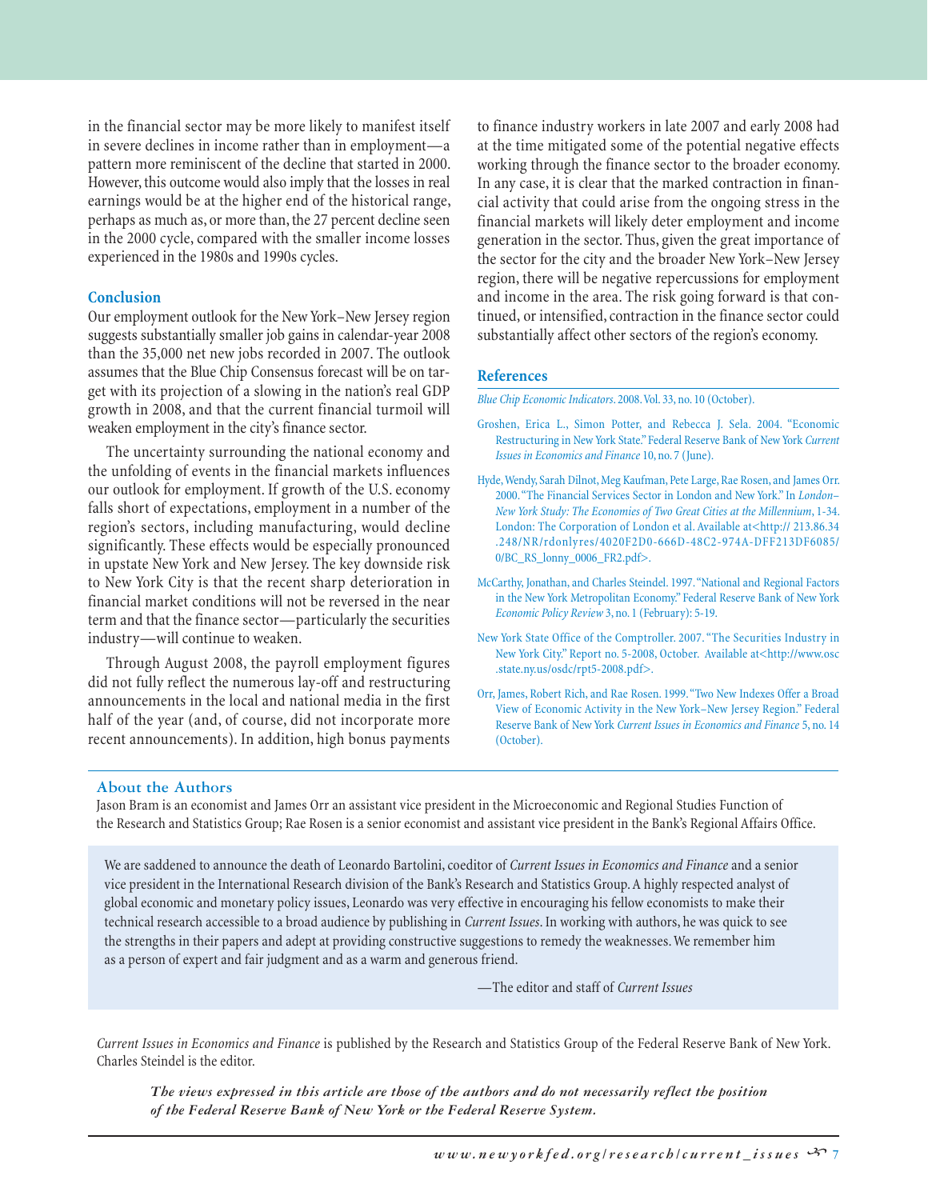in the financial sector may be more likely to manifest itself in severe declines in income rather than in employment—a pattern more reminiscent of the decline that started in 2000. However, this outcome would also imply that the losses in real earnings would be at the higher end of the historical range, perhaps as much as, or more than, the 27 percent decline seen in the 2000 cycle, compared with the smaller income losses experienced in the 1980s and 1990s cycles.

## Conclusion

Our employment outlook for the New York–New Jersey region suggests substantially smaller job gains in calendar-year 2008 than the 35,000 net new jobs recorded in 2007. The outlook assumes that the Blue Chip Consensus forecast will be on target with its projection of a slowing in the nation's real GDP growth in 2008, and that the current financial turmoil will weaken employment in the city's finance sector.

The uncertainty surrounding the national economy and the unfolding of events in the financial markets influences our outlook for employment. If growth of the U.S. economy falls short of expectations, employment in a number of the region's sectors, including manufacturing, would decline significantly. These effects would be especially pronounced in upstate New York and New Jersey. The key downside risk to New York City is that the recent sharp deterioration in financial market conditions will not be reversed in the near term and that the finance sector—particularly the securities industry—will continue to weaken.

Through August 2008, the payroll employment figures did not fully reflect the numerous lay-off and restructuring announcements in the local and national media in the first half of the year (and, of course, did not incorporate more recent announcements). In addition, high bonus payments to finance industry workers in late 2007 and early 2008 had at the time mitigated some of the potential negative effects working through the finance sector to the broader economy. In any case, it is clear that the marked contraction in financial activity that could arise from the ongoing stress in the financial markets will likely deter employment and income generation in the sector. Thus, given the great importance of the sector for the city and the broader New York–New Jersey region, there will be negative repercussions for employment and income in the area. The risk going forward is that continued, or intensified, contraction in the finance sector could substantially affect other sectors of the region's economy.

## References

*Blue Chip Economic Indicators*. 2008. Vol. 33, no. 10 (October).

Groshen, Erica L., Simon Potter, and Rebecca J. Sela. 2004. "Economic Restructuring in New York State." Federal Reserve Bank of New York *Current Issues in Economics and Finance* 10, no. 7 (June).

Hyde, Wendy, Sarah Dilnot, Meg Kaufman, Pete Large, Rae Rosen, and James Orr. 2000. "The Financial Services Sector in London and New York." In *London–New York Study: The Economies of Two Great Cities at the Millennium*, 1-34. London: The Corporation of London et al. Available at<http:// 213.86.34.248/NR/rdonlyres/4020F2D0-666D-48C2-974A-DFF213DF6085/0/BC_RS_lonny_0006_FR2.pdf>.

McCarthy, Jonathan, and Charles Steindel. 1997. "National and Regional Factors in the New York Metropolitan Economy." Federal Reserve Bank of New York *Economic Policy Review* 3, no. 1 (February): 5-19.

New York State Office of the Comptroller. 2007. "The Securities Industry in New York City." Report no. 5-2008, October. Available at<http://www.osc.state.ny.us/osdc/rpt5-2008.pdf>.

Orr, James, Robert Rich, and Rae Rosen. 1999. "Two New Indexes Offer a Broad View of Economic Activity in the New York–New Jersey Region." Federal Reserve Bank of New York *Current Issues in Economics and Finance* 5, no. 14 (October).

## About the Authors

Jason Bram is an economist and James Orr an assistant vice president in the Microeconomic and Regional Studies Function of the Research and Statistics Group; Rae Rosen is a senior economist and assistant vice president in the Bank's Regional Affairs Office.

We are saddened to announce the death of Leonardo Bartolini, coeditor of *Current Issues in Economics and Finance* and a senior vice president in the International Research division of the Bank's Research and Statistics Group. A highly respected analyst of global economic and monetary policy issues, Leonardo was very effective in encouraging his fellow economists to make their technical research accessible to a broad audience by publishing in *Current Issues*. In working with authors, he was quick to see the strengths in their papers and adept at providing constructive suggestions to remedy the weaknesses. We remember him as a person of expert and fair judgment and as a warm and generous friend.

—The editor and staff of *Current Issues*

*Current Issues in Economics and Finance* is published by the Research and Statistics Group of the Federal Reserve Bank of New York. Charles Steindel is the editor.

***The views expressed in this article are those of the authors and do not necessarily reflect the position of the Federal Reserve Bank of New York or the Federal Reserve System.***